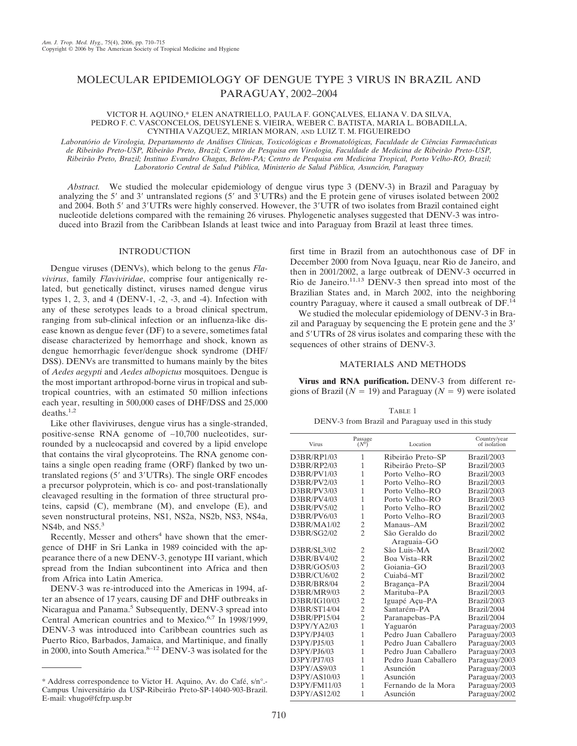# MOLECULAR EPIDEMIOLOGY OF DENGUE TYPE 3 VIRUS IN BRAZIL AND PARAGUAY, 2002–2004

VICTOR H. AQUINO,* ELEN ANATRIELLO, PAULA F. GONÇALVES, ELIANA V. DA SILVA, PEDRO F. C. VASCONCELOS, DEUSYLENE S. VIEIRA, WEBER C. BATISTA, MARIA L. BOBADILLA, CYNTHIA VAZQUEZ, MIRIAN MORAN, AND LUIZ T. M. FIGUEIREDO

*Laboratório de Virologia, Departamento de Análises Clínicas, Toxicológicas e Bromatológicas, Faculdade de Ciências Farmacêuticas de Ribeirão Preto-USP, Ribeirão Preto, Brazil; Centro de Pesquisa em Virologia, Faculdade de Medicina de Ribeirão Preto-USP, Ribeirão Preto, Brazil; Instituo Evandro Chagas, Belém-PA; Centro de Pesquisa em Medicina Tropical, Porto Velho-RO, Brazil; Laboratorio Central de Salud Pública, Ministerio de Salud Pública, Asunción, Paraguay*

*Abstract.* We studied the molecular epidemiology of dengue virus type 3 (DENV-3) in Brazil and Paraguay by analyzing the 5′ and 3′ untranslated regions (5′ and 3′UTRs) and the E protein gene of viruses isolated between 2002 and 2004. Both 5′ and 3′UTRs were highly conserved. However, the 3′UTR of two isolates from Brazil contained eight nucleotide deletions compared with the remaining 26 viruses. Phylogenetic analyses suggested that DENV-3 was introduced into Brazil from the Caribbean Islands at least twice and into Paraguay from Brazil at least three times.

## INTRODUCTION

Dengue viruses (DENVs), which belong to the genus *Flavivirus*, family *Flaviviridae*, comprise four antigenically related, but genetically distinct, viruses named dengue virus types 1, 2, 3, and 4 (DENV-1, -2, -3, and -4). Infection with any of these serotypes leads to a broad clinical spectrum, ranging from sub-clinical infection or an influenza-like disease known as dengue fever (DF) to a severe, sometimes fatal disease characterized by hemorrhage and shock, known as dengue hemorrhagic fever/dengue shock syndrome (DHF/DSS). DENVs are transmitted to humans mainly by the bites of *Aedes aegypti* and *Aedes albopictus* mosquitoes. Dengue is the most important arthropod-borne virus in tropical and subtropical countries, with an estimated 50 million infections each year, resulting in 500,000 cases of DHF/DSS and 25,000 deaths.[1,2]

Like other flaviviruses, dengue virus has a single-stranded, positive-sense RNA genome of ~10,700 nucleotides, surrounded by a nucleocapsid and covered by a lipid envelope that contains the viral glycoproteins. The RNA genome contains a single open reading frame (ORF) flanked by two untranslated regions (5′ and 3′UTRs). The single ORF encodes a precursor polyprotein, which is co- and post-translationally cleaved resulting in the formation of three structural proteins, capsid (C), membrane (M), and envelope (E), and seven nonstructural proteins, NS1, NS2a, NS2b, NS3, NS4a, NS4b, and NS5.[3]

Recently, Messer and others[4] have shown that the emergence of DHF in Sri Lanka in 1989 coincided with the appearance there of a new DENV-3, genotype III variant, which spread from the Indian subcontinent into Africa and then from Africa into Latin America.

DENV-3 was re-introduced into the Americas in 1994, after an absence of 17 years, causing DF and DHF outbreaks in Nicaragua and Panama.[5] Subsequently, DENV-3 spread into Central American countries and to Mexico.[6,7] In 1998/1999, DENV-3 was introduced into Caribbean countries such as Puerto Rico, Barbados, Jamaica, and Martinique, and finally in 2000, into South America.[8–12] DENV-3 was isolated for the first time in Brazil from an autochthonous case of DF in December 2000 from Nova Iguaçu, near Rio de Janeiro, and then in 2001/2002, a large outbreak of DENV-3 occurred in Rio de Janeiro.[11,13] DENV-3 then spread into most of the Brazilian States and, in March 2002, into the neighboring country Paraguay, where it caused a small outbreak of DF.[14]

We studied the molecular epidemiology of DENV-3 in Brazil and Paraguay by sequencing the E protein gene and the 3′ and 5′UTRs of 28 virus isolates and comparing these with the sequences of other strains of DENV-3.

## MATERIALS AND METHODS

**Virus and RNA purification.** DENV-3 from different regions of Brazil ($N$ = 19) and Paraguay ($N$ = 9) were isolated

TABLE 1
DENV-3 from Brazil and Paraguay used in this study

| Virus | Passage ($N^0$) | Location | Country/year of isolation |
|---|---|---|---|
| D3BR/RP1/03 | 1 | Ribeirão Preto–SP | Brazil/2003 |
| D3BR/RP2/03 | 1 | Ribeirão Preto–SP | Brazil/2003 |
| D3BR/PV1/03 | 1 | Porto Velho–RO | Brazil/2003 |
| D3BR/PV2/03 | 1 | Porto Velho–RO | Brazil/2003 |
| D3BR/PV3/03 | 1 | Porto Velho–RO | Brazil/2003 |
| D3BR/PV4/03 | 1 | Porto Velho–RO | Brazil/2003 |
| D3BR/PV5/02 | 1 | Porto Velho–RO | Brazil/2002 |
| D3BR/PV6/03 | 1 | Porto Velho–RO | Brazil/2003 |
| D3BR/MA1/02 | 2 | Manaus–AM | Brazil/2002 |
| D3BR/SG2/02 | 2 | São Geraldo do Araguaia–GO | Brazil/2002 |
| D3BR/SL3/02 | 2 | São Luis–MA | Brazil/2002 |
| D3BR/BV4/02 | 2 | Boa Vista–RR | Brazil/2002 |
| D3BR/GO5/03 | 2 | Goiania–GO | Brazil/2003 |
| D3BR/CU6/02 | 2 | Cuiabá–MT | Brazil/2002 |
| D3BR/BR8/04 | 2 | Bragança–PA | Brazil/2004 |
| D3BR/MR9/03 | 2 | Marituba–PA | Brazil/2003 |
| D3BR/IG10/03 | 2 | Iguapé Açu–PA | Brazil/2003 |
| D3BR/ST14/04 | 2 | Santarém–PA | Brazil/2004 |
| D3BR/PP15/04 | 2 | Paranapebas–PA | Brazil/2004 |
| D3PY/YA2/03 | 1 | Yaguarón | Paraguay/2003 |
| D3PY/PJ4/03 | 1 | Pedro Juan Caballero | Paraguay/2003 |
| D3PY/PJ5/03 | 1 | Pedro Juan Caballero | Paraguay/2003 |
| D3PY/PJ6/03 | 1 | Pedro Juan Caballero | Paraguay/2003 |
| D3PY/PJ7/03 | 1 | Pedro Juan Caballero | Paraguay/2003 |
| D3PY/AS9/03 | 1 | Asunción | Paraguay/2003 |
| D3PY/AS10/03 | 1 | Asunción | Paraguay/2003 |
| D3PY/FM11/03 | 1 | Fernando de la Mora | Paraguay/2003 |
| D3PY/AS12/02 | 1 | Asunción | Paraguay/2002 |

\* Address correspondence to Victor H. Aquino, Av. do Café, s/n°.- Campus Universitário da USP-Ribeirão Preto-SP-14040-903-Brazil. E-mail: vhugo@fcfrp.usp.br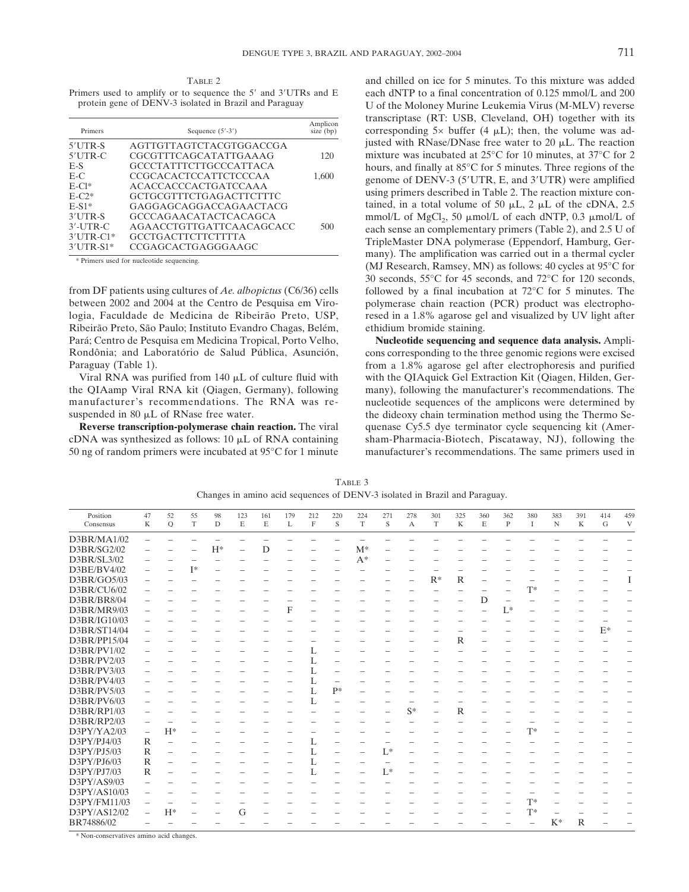TABLE 2
Primers used to amplify or to sequence the 5′ and 3′UTRs and E protein gene of DENV-3 isolated in Brazil and Paraguay

| Primers | Sequence (5′-3′) | Amplicon size (bp) |
|---|---|---|
| 5′UTR-S | AGTTGTTAGTCTACGTGGACCGA | |
| 5′UTR-C | CGCGTTTCAGCATATTGAAAG | 120 |
| E-S | GCCCTATTTCTTGCCCATTACA | |
| E-C | CCGCACACTCCATTCTCCCAA | 1,600 |
| E-C1* | ACACCACCCACTGATCCAAA | |
| E-C2* | GCTGCGTTTCTGAGACTTCTTTC | |
| E-S1* | GAGGAGCAGGACCAGAACTACG | |
| 3′UTR-S | GCCCAGAACATACTCACAGCA | |
| 3′-UTR-C | AGAACCTGTTGATTCAACAGCACC | 500 |
| 3′UTR-C1* | GCCTGACTTCTTCTTTTA | |
| 3′UTR-S1* | CCGAGCACTGAGGGAAGC | |

* Primers used for nucleotide sequencing.

from DF patients using cultures of *Ae. albopictus* (C6/36) cells between 2002 and 2004 at the Centro de Pesquisa em Virologia, Faculdade de Medicina de Ribeirão Preto, USP, Ribeirão Preto, São Paulo; Instituto Evandro Chagas, Belém, Pará; Centro de Pesquisa em Medicina Tropical, Porto Velho, Rondônia; and Laboratório de Salud Pública, Asunción, Paraguay (Table 1).

Viral RNA was purified from 140 μL of culture fluid with the QIAamp Viral RNA kit (Qiagen, Germany), following manufacturer's recommendations. The RNA was resuspended in 80 μL of RNase free water.

**Reverse transcription-polymerase chain reaction.** The viral cDNA was synthesized as follows: 10 μL of RNA containing 50 ng of random primers were incubated at 95°C for 1 minute and chilled on ice for 5 minutes. To this mixture was added each dNTP to a final concentration of 0.125 mmol/L and 200 U of the Moloney Murine Leukemia Virus (M-MLV) reverse transcriptase (RT: USB, Cleveland, OH) together with its corresponding 5× buffer (4 μL); then, the volume was adjusted with RNase/DNase free water to 20 μL. The reaction mixture was incubated at 25°C for 10 minutes, at 37°C for 2 hours, and finally at 85°C for 5 minutes. Three regions of the genome of DENV-3 (5′UTR, E, and 3′UTR) were amplified using primers described in Table 2. The reaction mixture contained, in a total volume of 50 μL, 2 μL of the cDNA, 2.5 mmol/L of $MgCl_2$, 50 μmol/L of each dNTP, 0.3 μmol/L of each sense an complementary primers (Table 2), and 2.5 U of TripleMaster DNA polymerase (Eppendorf, Hamburg, Germany). The amplification was carried out in a thermal cycler (MJ Research, Ramsey, MN) as follows: 40 cycles at 95°C for 30 seconds, 55°C for 45 seconds, and 72°C for 120 seconds, followed by a final incubation at 72°C for 5 minutes. The polymerase chain reaction (PCR) product was electrophoresed in a 1.8% agarose gel and visualized by UV light after ethidium bromide staining.

**Nucleotide sequencing and sequence data analysis.** Amplicons corresponding to the three genomic regions were excised from a 1.8% agarose gel after electrophoresis and purified with the QIAquick Gel Extraction Kit (Qiagen, Hilden, Germany), following the manufacturer's recommendations. The nucleotide sequences of the amplicons were determined by the dideoxy chain termination method using the Thermo Sequenase Cy5.5 dye terminator cycle sequencing kit (Amersham-Pharmacia-Biotech, Piscataway, NJ), following the manufacturer's recommendations. The same primers used in

TABLE 3
Changes in amino acid sequences of DENV-3 isolated in Brazil and Paraguay.

| Position | 47 | 52 | 55 | 98 | 123 | 161 | 179 | 212 | 220 | 224 | 271 | 278 | 301 | 325 | 360 | 362 | 380 | 383 | 391 | 414 | 459 |
|---|---|---|---|---|---|---|---|---|---|---|---|---|---|---|---|---|---|---|---|---|---|
| Consensus | K | Q | T | D | E | E | L | F | S | T | S | A | T | K | E | P | I | N | K | G | V |
| D3BR/MA1/02 | – | – | – | – | – | – | – | – | – | – | – | – | – | – | – | – | – | – | – | – | – |
| D3BR/SG2/02 | – | – | – | H* | – | D | – | – | – | M* | – | – | – | – | – | – | – | – | – | – | – |
| D3BR/SL3/02 | – | – | – | – | – | – | – | – | – | A* | – | – | – | – | – | – | – | – | – | – | – |
| D3BE/BV4/02 | – | – | I* | – | – | – | – | – | – | – | – | – | – | – | – | – | – | – | – | – | – |
| D3BR/GO5/03 | – | – | – | – | – | – | – | – | – | – | – | – | R* | R | – | – | – | – | – | – | I |
| D3BR/CU6/02 | – | – | – | – | – | – | – | – | – | – | – | – | – | – | – | – | T* | – | – | – | – |
| D3BR/BR8/04 | – | – | – | – | – | – | – | – | – | – | – | – | – | – | D | – | – | – | – | – | – |
| D3BR/MR9/03 | – | – | – | – | – | – | F | – | – | – | – | – | – | – | – | L* | – | – | – | – | – |
| D3BR/IG10/03 | – | – | – | – | – | – | – | – | – | – | – | – | – | – | – | – | – | – | – | – | – |
| D3BR/ST14/04 | – | – | – | – | – | – | – | – | – | – | – | – | – | – | – | – | – | – | – | E* | – |
| D3BR/PP15/04 | – | – | – | – | – | – | – | – | – | – | – | – | – | R | – | – | – | – | – | – | – |
| D3BR/PV1/02 | – | – | – | – | – | – | – | L | – | – | – | – | – | – | – | – | – | – | – | – | – |
| D3BR/PV2/03 | – | – | – | – | – | – | – | L | – | – | – | – | – | – | – | – | – | – | – | – | – |
| D3BR/PV3/03 | – | – | – | – | – | – | – | L | – | – | – | – | – | – | – | – | – | – | – | – | – |
| D3BR/PV4/03 | – | – | – | – | – | – | – | L | – | – | – | – | – | – | – | – | – | – | – | – | – |
| D3BR/PV5/03 | – | – | – | – | – | – | – | L | P* | – | – | – | – | – | – | – | – | – | – | – | – |
| D3BR/PV6/03 | – | – | – | – | – | – | – | L | – | – | – | – | – | – | – | – | – | – | – | – | – |
| D3BR/RP1/01 | – | – | – | – | – | – | – | – | – | – | – | S* | – | R | – | – | – | – | – | – | – |
| D3BR/RP2/03 | – | – | – | – | – | – | – | – | – | – | – | – | – | – | – | – | – | – | – | – | – |
| D3PY/YA2/03 | – | H* | – | – | – | – | – | – | – | – | – | – | – | – | – | – | T* | – | – | – | – |
| D3PY/PJ4/03 | R | – | – | – | – | – | – | L | – | – | – | – | – | – | – | – | – | – | – | – | – |
| D3PY/PJ5/03 | R | – | – | – | – | – | – | L | – | – | L* | – | – | – | – | – | – | – | – | – | – |
| D3PY/PJ6/03 | R | – | – | – | – | – | – | L | – | – | – | – | – | – | – | – | – | – | – | – | – |
| D3PY/PJ7/03 | R | – | – | – | – | – | – | L | – | – | L* | – | – | – | – | – | – | – | – | – | – |
| D3PY/AS9/03 | – | – | – | – | – | – | – | – | – | – | – | – | – | – | – | – | – | – | – | – | – |
| D3PY/AS10/03 | – | – | – | – | – | – | – | – | – | – | – | – | – | – | – | – | – | – | – | – | – |
| D3PY/FM11/03 | – | – | – | – | – | – | – | – | – | – | – | – | – | – | – | – | T* | – | – | – | – |
| D3PY/AS12/02 | – | H* | – | – | G | – | – | – | – | – | – | – | – | – | – | – | T* | – | – | – | – |
| BR74886/02 | – | – | – | – | – | – | – | – | – | – | – | – | – | – | – | – | – | K* | R | – | – |

* Non-conservatives amino acid changes.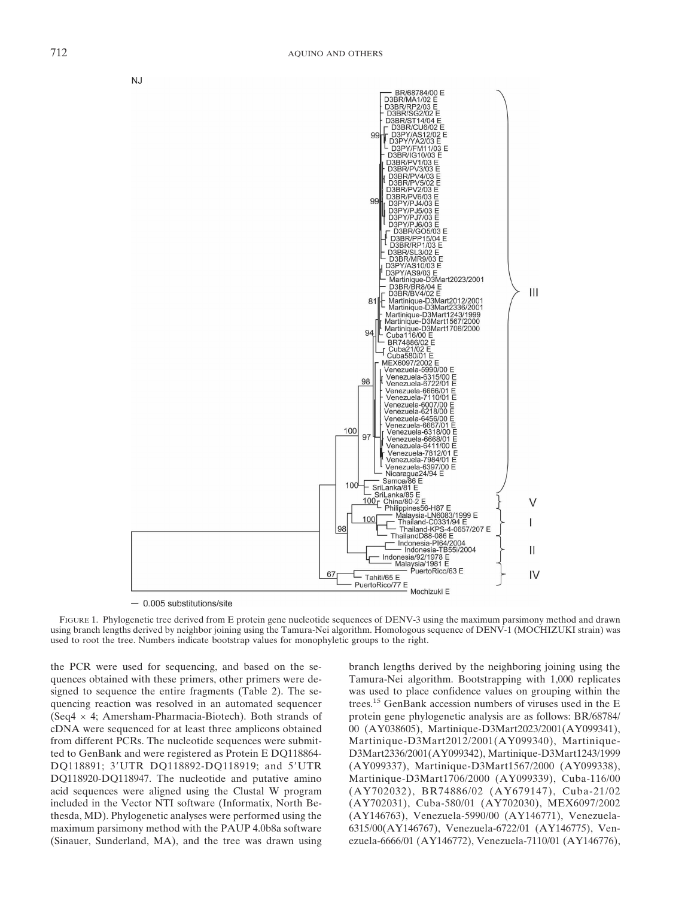FIGURE 1. Phylogenetic tree derived from E protein gene nucleotide sequences of DENV-3 using the maximum parsimony method and drawn using branch lengths derived by neighbor joining using the Tamura-Nei algorithm. Homologous sequence of DENV-1 (MOCHIZUKI strain) was used to root the tree. Numbers indicate bootstrap values for monophyletic groups to the right.

the PCR were used for sequencing, and based on the sequences obtained with these primers, other primers were designed to sequence the entire fragments (Table 2). The sequencing reaction was resolved in an automated sequencer (Seq4 × 4; Amersham-Pharmacia-Biotech). Both strands of cDNA were sequenced for at least three amplicons obtained from different PCRs. The nucleotide sequences were submitted to GenBank and were registered as Protein E DQ118864-DQ118891; 3′UTR DQ118892-DQ118919; and 5′UTR DQ118920-DQ118947. The nucleotide and putative amino acid sequences were aligned using the Clustal W program included in the Vector NTI software (Informatix, North Bethesda, MD). Phylogenetic analyses were performed using the maximum parsimony method with the PAUP 4.0b8a software (Sinauer, Sunderland, MA), and the tree was drawn using branch lengths derived by the neighboring joining using the Tamura-Nei algorithm. Bootstrapping with 1,000 replicates was used to place confidence values on grouping within the trees.[15] GenBank accession numbers of viruses used in the E protein gene phylogenetic analysis are as follows: BR/68784/00 (AY038605), Martinique-D3Mart2023/2001(AY099341), Martinique-D3Mart2012/2001(AY099340), Martinique-D3Mart2336/2001(AY099342), Martinique-D3Mart1243/1999 (AY099337), Martinique-D3Mart1567/2000 (AY099338), Martinique-D3Mart1706/2000 (AY099339), Cuba-116/00 (AY702032), BR74886/02 (AY679147), Cuba-21/02 (AY702031), Cuba-580/01 (AY702030), MEX6097/2002 (AY146763), Venezuela-5990/00 (AY146771), Venezuela-6315/00(AY146767), Venezuela-6722/01 (AY146775), Venezuela-6666/01 (AY146772), Venezuela-7110/01 (AY146776),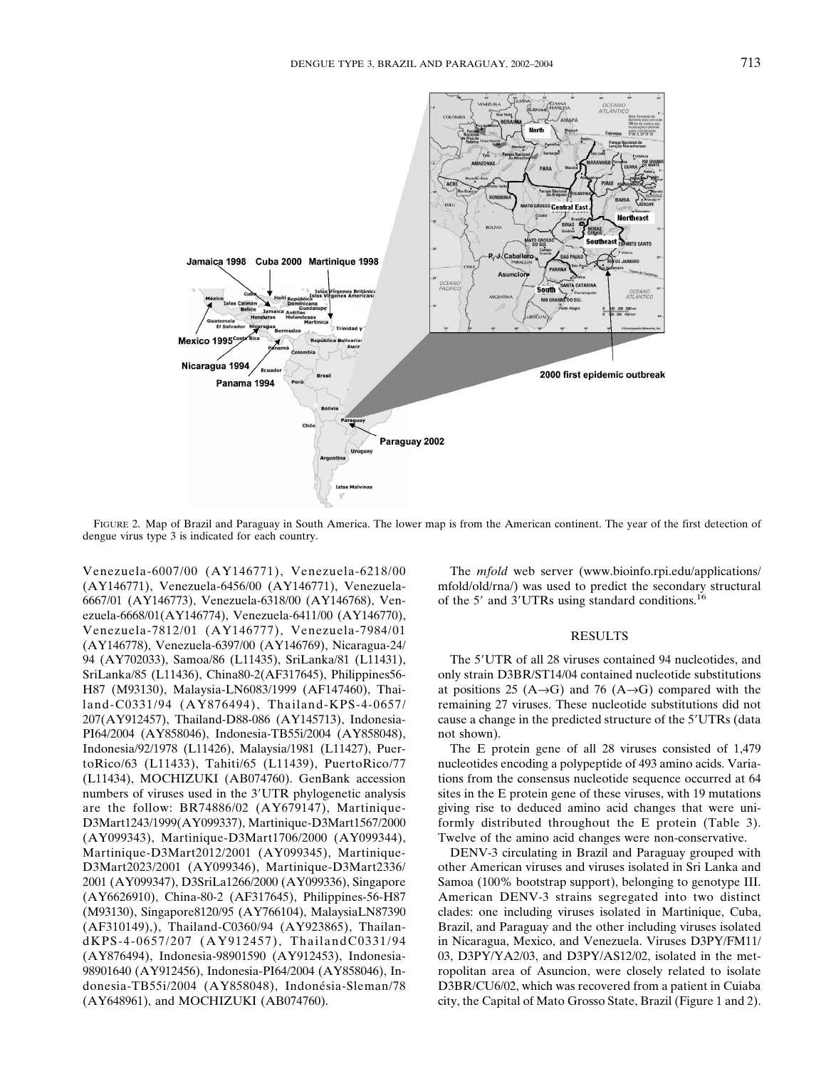FIGURE 2. Map of Brazil and Paraguay in South America. The lower map is from the American continent. The year of the first detection of dengue virus type 3 is indicated for each country.

Venezuela-6007/00 (AY146771), Venezuela-6218/00 (AY146771), Venezuela-6456/00 (AY146771), Venezuela-6667/01 (AY146773), Venezuela-6318/00 (AY146768), Venezuela-6668/01(AY146774), Venezuela-6411/00 (AY146770), Venezuela-7812/01 (AY146777), Venezuela-7984/01 (AY146778), Venezuela-6397/00 (AY146769), Nicaragua-24/94 (AY702033), Samoa/86 (L11435), SriLanka/81 (L11431), SriLanka/85 (L11436), China80-2(AF317645), Philippines56-H87 (M93130), Malaysia-LN6083/1999 (AF147460), Thailand-C0331/94 (AY876494), Thailand-KPS-4-0657/207(AY912457), Thailand-D88-086 (AY145713), Indonesia-PI64/2004 (AY858046), Indonesia-TB55i/2004 (AY858048), Indonesia/92/1978 (L11426), Malaysia/1981 (L11427), PuertoRico/63 (L11433), Tahiti/65 (L11439), PuertoRico/77 (L11434), MOCHIZUKI (AB074760). GenBank accession numbers of viruses used in the 3′UTR phylogenetic analysis are the follow: BR74886/02 (AY679147), Martinique-D3Mart1243/1999(AY099337), Martinique-D3Mart1567/2000 (AY099343), Martinique-D3Mart1706/2000 (AY099344), Martinique-D3Mart2012/2001 (AY099345), Martinique-D3Mart2023/2001 (AY099346), Martinique-D3Mart2336/2001 (AY099347), D3SriLa1266/2000 (AY099336), Singapore (AY6626910), China-80-2 (AF317645), Philippines-56-H87 (M93130), Singapore8120/95 (AY766104), MalaysiaLN87390 (AF310149),), Thailand-C0360/94 (AY923865), ThailandKPS-4-0657/207 (AY912457), ThailandC0331/94 (AY876494), Indonesia-98901590 (AY912453), Indonesia-98901640 (AY912456), Indonesia-PI64/2004 (AY858046), Indonesia-TB55i/2004 (AY858048), Indonésia-Sleman/78 (AY648961), and MOCHIZUKI (AB074760).

The *mfold* web server (www.bioinfo.rpi.edu/applications/mfold/old/rna/) was used to predict the secondary structural of the 5′ and 3′UTRs using standard conditions.[16]

## RESULTS

The 5′UTR of all 28 viruses contained 94 nucleotides, and only strain D3BR/ST14/04 contained nucleotide substitutions at positions 25 (A→G) and 76 (A→G) compared with the remaining 27 viruses. These nucleotide substitutions did not cause a change in the predicted structure of the 5′UTRs (data not shown).

The E protein gene of all 28 viruses consisted of 1,479 nucleotides encoding a polypeptide of 493 amino acids. Variations from the consensus nucleotide sequence occurred at 64 sites in the E protein gene of these viruses, with 19 mutations giving rise to deduced amino acid changes that were uniformly distributed throughout the E protein (Table 3). Twelve of the amino acid changes were non-conservative.

DENV-3 circulating in Brazil and Paraguay grouped with other American viruses and viruses isolated in Sri Lanka and Samoa (100% bootstrap support), belonging to genotype III. American DENV-3 strains segregated into two distinct clades: one including viruses isolated in Martinique, Cuba, Brazil, and Paraguay and the other including viruses isolated in Nicaragua, Mexico, and Venezuela. Viruses D3PY/FM11/03, D3PY/YA2/03, and D3PY/AS12/02, isolated in the metropolitan area of Asuncion, were closely related to isolate D3BR/CU6/02, which was recovered from a patient in Cuiaba city, the Capital of Mato Grosso State, Brazil (Figure 1 and 2).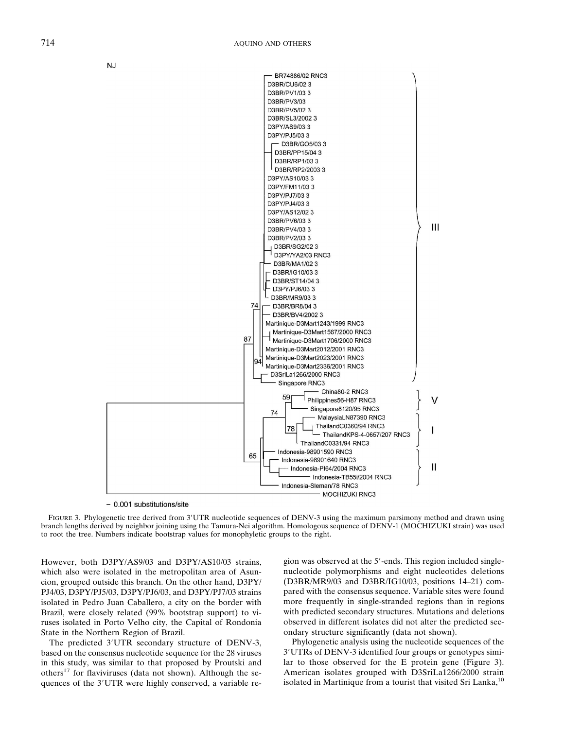FIGURE 3. Phylogenetic tree derived from 3′UTR nucleotide sequences of DENV-3 using the maximum parsimony method and drawn using branch lengths derived by neighbor joining using the Tamura-Nei algorithm. Homologous sequence of DENV-1 (MOCHIZUKI strain) was used to root the tree. Numbers indicate bootstrap values for monophyletic groups to the right.

However, both D3PY/AS9/03 and D3PY/AS10/03 strains, which also were isolated in the metropolitan area of Asuncion, grouped outside this branch. On the other hand, D3PY/PJ4/03, D3PY/PJ5/03, D3PY/PJ6/03, and D3PY/PJ7/03 strains isolated in Pedro Juan Caballero, a city on the border with Brazil, were closely related (99% bootstrap support) to viruses isolated in Porto Velho city, the Capital of Rondonia State in the Northern Region of Brazil.

The predicted 3′UTR secondary structure of DENV-3, based on the consensus nucleotide sequence for the 28 viruses in this study, was similar to that proposed by Proutski and others[17] for flaviviruses (data not shown). Although the sequences of the 3′UTR were highly conserved, a variable region was observed at the 5′-ends. This region included single-nucleotide polymorphisms and eight nucleotides deletions (D3BR/MR9/03 and D3BR/IG10/03, positions 14–21) compared with the consensus sequence. Variable sites were found more frequently in single-stranded regions than in regions with predicted secondary structures. Mutations and deletions observed in different isolates did not alter the predicted secondary structure significantly (data not shown).

Phylogenetic analysis using the nucleotide sequences of the 3′UTRs of DENV-3 identified four groups or genotypes similar to those observed for the E protein gene (Figure 3). American isolates grouped with D3SriLa1266/2000 strain isolated in Martinique from a tourist that visited Sri Lanka,[10]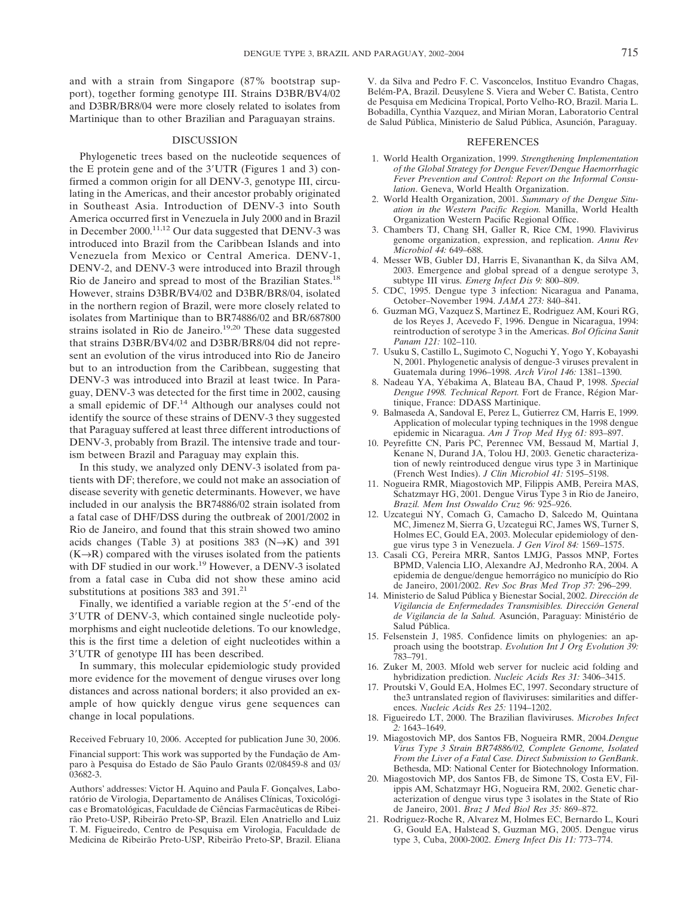and with a strain from Singapore (87% bootstrap support), together forming genotype III. Strains D3BR/BV4/02 and D3BR/BR8/04 were more closely related to isolates from Martinique than to other Brazilian and Paraguayan strains.

## DISCUSSION

Phylogenetic trees based on the nucleotide sequences of the E protein gene and of the 3′UTR (Figures 1 and 3) confirmed a common origin for all DENV-3, genotype III, circulating in the Americas, and their ancestor probably originated in Southeast Asia. Introduction of DENV-3 into South America occurred first in Venezuela in July 2000 and in Brazil in December 2000.[11,12] Our data suggested that DENV-3 was introduced into Brazil from the Caribbean Islands and into Venezuela from Mexico or Central America. DENV-1, DENV-2, and DENV-3 were introduced into Brazil through Rio de Janeiro and spread to most of the Brazilian States.[18] However, strains D3BR/BV4/02 and D3BR/BR8/04, isolated in the northern region of Brazil, were more closely related to isolates from Martinique than to BR74886/02 and BR/687800 strains isolated in Rio de Janeiro.[19,20] These data suggested that strains D3BR/BV4/02 and D3BR/BR8/04 did not represent an evolution of the virus introduced into Rio de Janeiro but to an introduction from the Caribbean, suggesting that DENV-3 was introduced into Brazil at least twice. In Paraguay, DENV-3 was detected for the first time in 2002, causing a small epidemic of DF.[14] Although our analyses could not identify the source of these strains of DENV-3 they suggested that Paraguay suffered at least three different introductions of DENV-3, probably from Brazil. The intensive trade and tourism between Brazil and Paraguay may explain this.

In this study, we analyzed only DENV-3 isolated from patients with DF; therefore, we could not make an association of disease severity with genetic determinants. However, we have included in our analysis the BR74886/02 strain isolated from a fatal case of DHF/DSS during the outbreak of 2001/2002 in Rio de Janeiro, and found that this strain showed two amino acids changes (Table 3) at positions 383 (N→K) and 391 (K→R) compared with the viruses isolated from the patients with DF studied in our work.[19] However, a DENV-3 isolated from a fatal case in Cuba did not show these amino acid substitutions at positions 383 and 391.[21]

Finally, we identified a variable region at the 5′-end of the 3′UTR of DENV-3, which contained single nucleotide polymorphisms and eight nucleotide deletions. To our knowledge, this is the first time a deletion of eight nucleotides within a 3′UTR of genotype III has been described.

In summary, this molecular epidemiologic study provided more evidence for the movement of dengue viruses over long distances and across national borders; it also provided an example of how quickly dengue virus gene sequences can change in local populations.

Received February 10, 2006. Accepted for publication June 30, 2006.

Financial support: This work was supported by the Fundação de Amparo à Pesquisa do Estado de São Paulo Grants 02/08459-8 and 03/03682-3.

Authors' addresses: Victor H. Aquino and Paula F. Gonçalves, Laboratório de Virologia, Departamento de Análises Clínicas, Toxicológicas e Bromatológicas, Faculdade de Ciências Farmacêuticas de Ribeirão Preto-USP, Ribeirão Preto-SP, Brazil. Elen Anatriello and Luiz T. M. Figueiredo, Centro de Pesquisa em Virologia, Faculdade de Medicina de Ribeirão Preto-USP, Ribeirão Preto-SP, Brazil. Eliana V. da Silva and Pedro F. C. Vasconcelos, Instituo Evandro Chagas, Belém-PA, Brazil. Deusylene S. Viera and Weber C. Batista, Centro de Pesquisa em Medicina Tropical, Porto Velho-RO, Brazil. Maria L. Bobadilla, Cynthia Vazquez, and Mirian Moran, Laboratorio Central de Salud Pública, Ministerio de Salud Pública, Asunción, Paraguay.

## REFERENCES

1. World Health Organization, 1999. *Strengthening Implementation of the Global Strategy for Dengue Fever/Dengue Haemorrhagic Fever Prevention and Control: Report on the Informal Consulation*. Geneva, World Health Organization.
2. World Health Organization, 2001. *Summary of the Dengue Situation in the Western Pacific Region.* Manilla, World Health Organization Western Pacific Regional Office.
3. Chambers TJ, Chang SH, Galler R, Rice CM, 1990. Flavivirus genome organization, expression, and replication. *Annu Rev Microbiol 44:* 649–688.
4. Messer WB, Gubler DJ, Harris E, Sivananthan K, da Silva AM, 2003. Emergence and global spread of a dengue serotype 3, subtype III virus. *Emerg Infect Dis 9:* 800–809.
5. CDC, 1995. Dengue type 3 infection: Nicaragua and Panama, October–November 1994. *JAMA 273:* 840–841.
6. Guzman MG, Vazquez S, Martinez E, Rodriguez AM, Kouri RG, de los Reyes J, Acevedo F, 1996. Dengue in Nicaragua, 1994: reintroduction of serotype 3 in the Americas. *Bol Oficina Sanit Panam 121:* 102–110.
7. Usuku S, Castillo L, Sugimoto C, Noguchi Y, Yogo Y, Kobayashi N, 2001. Phylogenetic analysis of dengue-3 viruses prevalent in Guatemala during 1996–1998. *Arch Virol 146:* 1381–1390.
8. Nadeau YA, Yébakima A, Blateau BA, Chaud P, 1998. *Special Dengue 1998. Technical Report.* Fort de France, Région Martinique, France: DDASS Martinique.
9. Balmaseda A, Sandoval E, Perez L, Gutierrez CM, Harris E, 1999. Application of molecular typing techniques in the 1998 dengue epidemic in Nicaragua. *Am J Trop Med Hyg 61:* 893–897.
10. Peyrefitte CN, Paris PC, Perennec VM, Bessaud M, Martial J, Kenane N, Durand JA, Tolou HJ, 2003. Genetic characterization of newly reintroduced dengue virus type 3 in Martinique (French West Indies). *J Clin Microbiol 41:* 5195–5198.
11. Nogueira RMR, Miagostovich MP, Filippis AMB, Pereira MAS, Schatzmayr HG, 2001. Dengue Virus Type 3 in Rio de Janeiro, Brazil. *Mem Inst Oswaldo Cruz 96:* 925–926.
12. Uzcategui NY, Comach G, Camacho D, Salcedo M, Quintana MC, Jimenez M, Sierra G, Uzcategui RC, James WS, Turner S, Holmes EC, Gould EA, 2003. Molecular epidemiology of dengue virus type 3 in Venezuela. *J Gen Virol 84:* 1569–1575.
13. Casali CG, Pereira MRR, Santos LMJG, Passos MNP, Fortes BPMD, Valencia LIO, Alexandre AJ, Medronho RA, 2004. A epidemia de dengue/dengue hemorrágico no município do Rio de Janeiro, 2001/2002. *Rev Soc Bras Med Trop 37:* 296–299.
14. Ministerio de Salud Pública y Bienestar Social, 2002. *Dirección de Vigilancia de Enfermedades Transmisibles. Dirección General de Vigilancia de la Salud.* Asunción, Paraguay: Ministério de Salud Pública.
15. Felsenstein J, 1985. Confidence limits on phylogenies: an approach using the bootstrap. *Evolution Int J Org Evolution 39:* 783–791.
16. Zuker M, 2003. Mfold web server for nucleic acid folding and hybridization prediction. *Nucleic Acids Res 31:* 3406–3415.
17. Proutski V, Gould EA, Holmes EC, 1997. Secondary structure of the3 untranslated region of flaviviruses: similarities and differences. *Nucleic Acids Res 25:* 1194–1202.
18. Figueiredo LT, 2000. The Brazilian flaviviruses. *Microbes Infect 2:* 1643–1649.
19. Miagostovich MP, dos Santos FB, Nogueira RMR, 2004.*Dengue Virus Type 3 Strain BR74886/02, Complete Genome, Isolated From the Liver of a Fatal Case. Direct Submission to GenBank*. Bethesda, MD: National Center for Biotechnology Information.
20. Miagostovich MP, dos Santos FB, de Simone TS, Costa EV, Filippis AM, Schatzmayr HG, Nogueira RM, 2002. Genetic characterization of dengue virus type 3 isolates in the State of Rio de Janeiro, 2001. *Braz J Med Biol Res 35:* 869–872.
21. Rodriguez-Roche R, Alvarez M, Holmes EC, Bernardo L, Kouri G, Gould EA, Halstead S, Guzman MG, 2005. Dengue virus type 3, Cuba, 2000-2002. *Emerg Infect Dis 11:* 773–774.